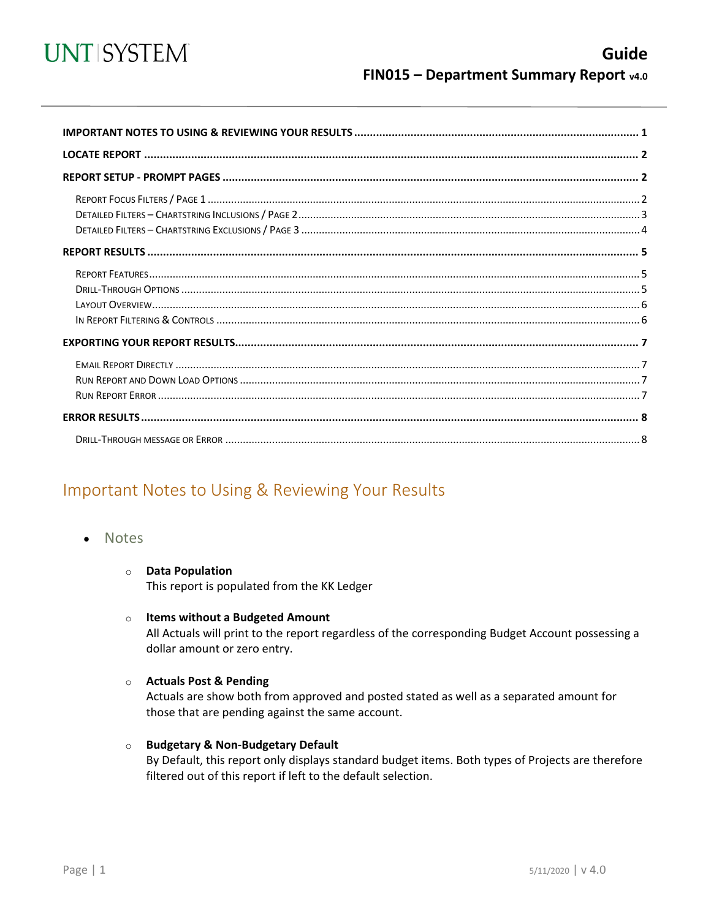UNT | SYSTEM

# Guide

## FIN015 – Department Summary Report v4.0

| | |
|---|---|
| **IMPORTANT NOTES TO USING & REVIEWING YOUR RESULTS** | **1** |
| **LOCATE REPORT** | **2** |
| **REPORT SETUP - PROMPT PAGES** | **2** |
| Report Focus Filters / Page 1 | 2 |
| Detailed Filters – Chartstring Inclusions / Page 2 | 3 |
| Detailed Filters – Chartstring Exclusions / Page 3 | 4 |
| **REPORT RESULTS** | **5** |
| Report Features | 5 |
| Drill-Through Options | 5 |
| Layout Overview | 6 |
| In Report Filtering & Controls | 6 |
| **EXPORTING YOUR REPORT RESULTS** | **7** |
| Email Report Directly | 7 |
| Run Report and Down Load Options | 7 |
| Run Report Error | 7 |
| **ERROR RESULTS** | **8** |
| Drill-Through message or Error | 8 |

## Important Notes to Using & Reviewing Your Results

- Notes
  - **Data Population**
    This report is populated from the KK Ledger
  - **Items without a Budgeted Amount**
    All Actuals will print to the report regardless of the corresponding Budget Account possessing a dollar amount or zero entry.
  - **Actuals Post & Pending**
    Actuals are show both from approved and posted stated as well as a separated amount for those that are pending against the same account.
  - **Budgetary & Non-Budgetary Default**
    By Default, this report only displays standard budget items. Both types of Projects are therefore filtered out of this report if left to the default selection.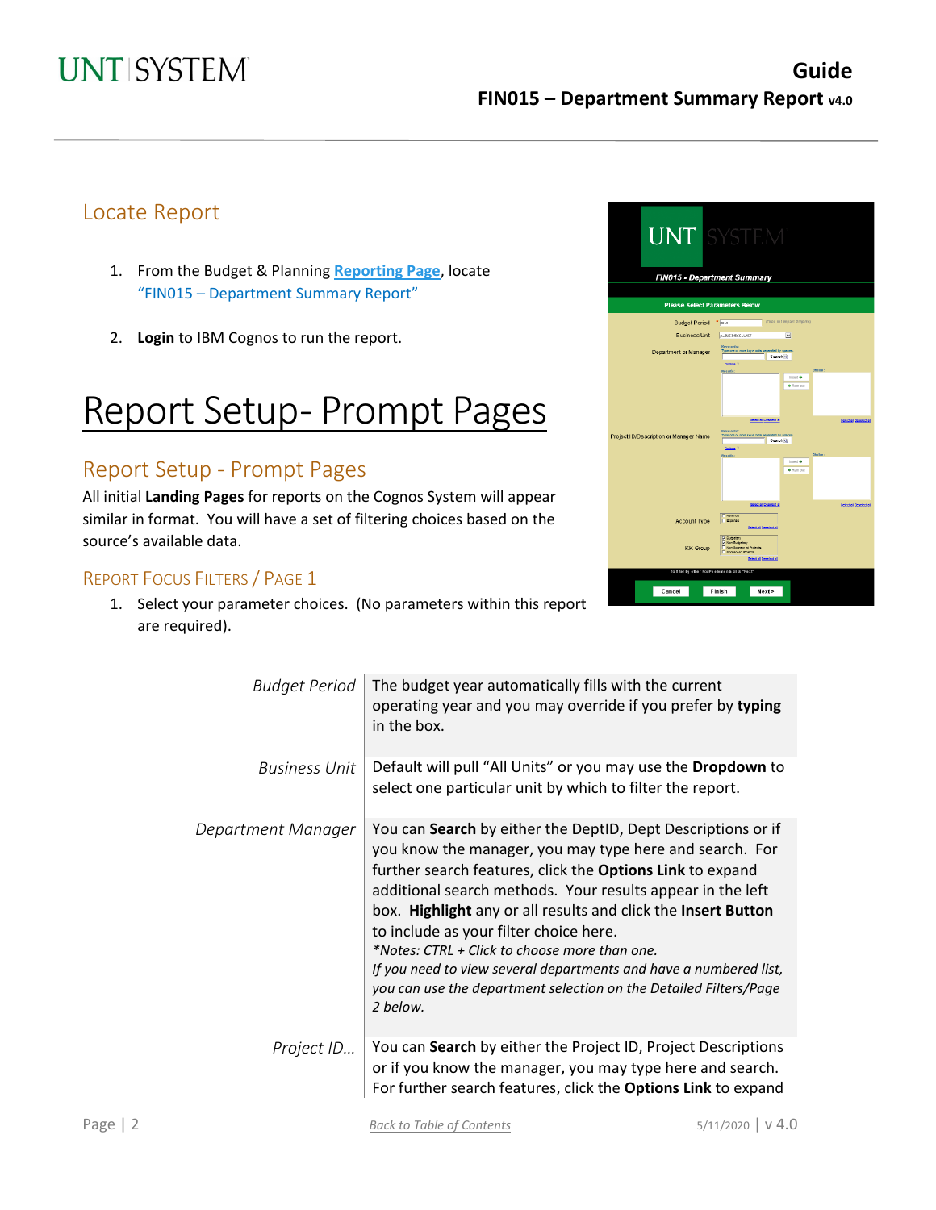## Locate Report

1. From the Budget & Planning **Reporting Page**, locate "FIN015 – Department Summary Report"

2. **Login** to IBM Cognos to run the report.

# Report Setup- Prompt Pages

## Report Setup - Prompt Pages

All initial **Landing Pages** for reports on the Cognos System will appear similar in format. You will have a set of filtering choices based on the source's available data.

### Report Focus Filters / Page 1

1. Select your parameter choices. (No parameters within this report are required).

| | |
|---|---|
| *Budget Period* | The budget year automatically fills with the current operating year and you may override if you prefer by **typing** in the box. |
| *Business Unit* | Default will pull "All Units" or you may use the **Dropdown** to select one particular unit by which to filter the report. |
| *Department Manager* | You can **Search** by either the DeptID, Dept Descriptions or if you know the manager, you may type here and search. For further search features, click the **Options Link** to expand additional search methods. Your results appear in the left box. **Highlight** any or all results and click the **Insert Button** to include as your filter choice here. *\*Notes: CTRL + Click to choose more than one. If you need to view several departments and have a numbered list, you can use the department selection on the Detailed Filters/Page 2 below.* |
| *Project ID...* | You can **Search** by either the Project ID, Project Descriptions or if you know the manager, you may type here and search. For further search features, click the **Options Link** to expand |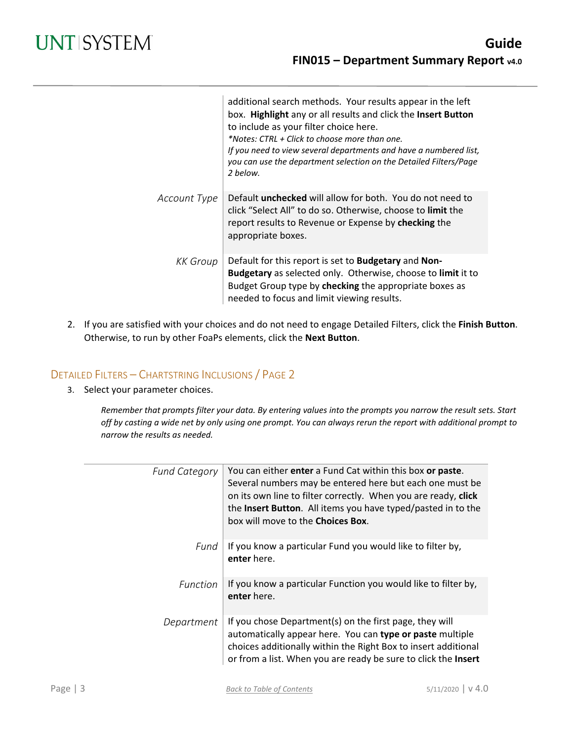| | |
|---|---|
| | additional search methods. Your results appear in the left box. **Highlight** any or all results and click the **Insert Button** to include as your filter choice here. *\*Notes: CTRL + Click to choose more than one. If you need to view several departments and have a numbered list, you can use the department selection on the Detailed Filters/Page 2 below.* |
| *Account Type* | Default **unchecked** will allow for both. You do not need to click "Select All" to do so. Otherwise, choose to **limit** the report results to Revenue or Expense by **checking** the appropriate boxes. |
| *KK Group* | Default for this report is set to **Budgetary** and **Non-Budgetary** as selected only. Otherwise, choose to **limit** it to Budget Group type by **checking** the appropriate boxes as needed to focus and limit viewing results. |

2. If you are satisfied with your choices and do not need to engage Detailed Filters, click the **Finish Button**. Otherwise, to run by other FoaPs elements, click the **Next Button**.

## Detailed Filters – Chartstring Inclusions / Page 2

3. Select your parameter choices.

*Remember that prompts filter your data. By entering values into the prompts you narrow the result sets. Start off by casting a wide net by only using one prompt. You can always rerun the report with additional prompt to narrow the results as needed.*

| | |
|---|---|
| *Fund Category* | You can either **enter** a Fund Cat within this box **or paste**. Several numbers may be entered here but each one must be on its own line to filter correctly. When you are ready, **click** the **Insert Button**. All items you have typed/pasted in to the box will move to the **Choices Box**. |
| *Fund* | If you know a particular Fund you would like to filter by, **enter** here. |
| *Function* | If you know a particular Function you would like to filter by, **enter** here. |
| *Department* | If you chose Department(s) on the first page, they will automatically appear here. You can **type or paste** multiple choices additionally within the Right Box to insert additional or from a list. When you are ready be sure to click the **Insert** |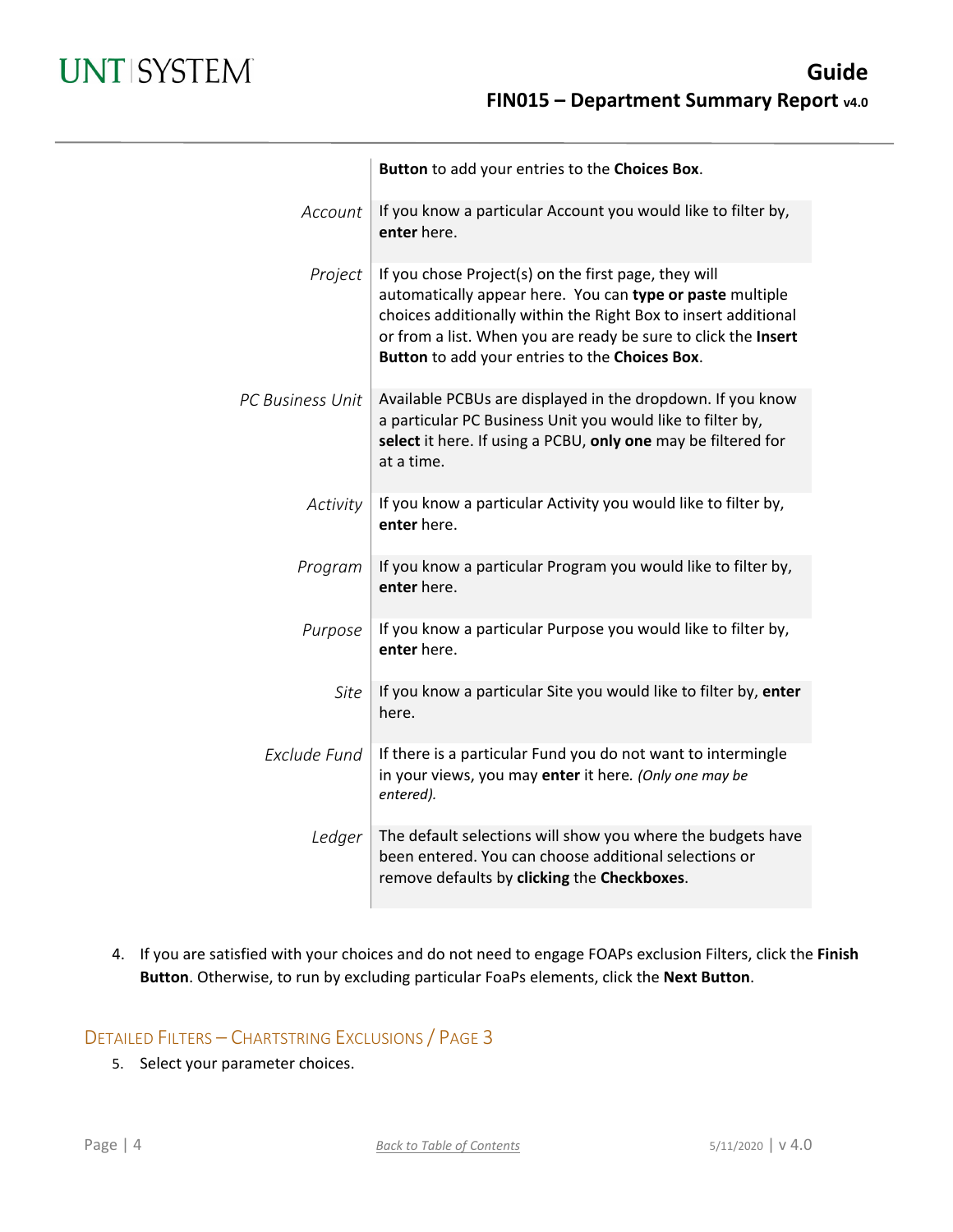| | |
|---|---|
| | **Button** to add your entries to the **Choices Box**. |
| *Account* | If you know a particular Account you would like to filter by, **enter** here. |
| *Project* | If you chose Project(s) on the first page, they will automatically appear here. You can **type or paste** multiple choices additionally within the Right Box to insert additional or from a list. When you are ready be sure to click the **Insert Button** to add your entries to the **Choices Box**. |
| *PC Business Unit* | Available PCBUs are displayed in the dropdown. If you know a particular PC Business Unit you would like to filter by, **select** it here. If using a PCBU, **only one** may be filtered for at a time. |
| *Activity* | If you know a particular Activity you would like to filter by, **enter** here. |
| *Program* | If you know a particular Program you would like to filter by, **enter** here. |
| *Purpose* | If you know a particular Purpose you would like to filter by, **enter** here. |
| *Site* | If you know a particular Site you would like to filter by, **enter** here. |
| *Exclude Fund* | If there is a particular Fund you do not want to intermingle in your views, you may **enter** it here. *(Only one may be entered).* |
| *Ledger* | The default selections will show you where the budgets have been entered. You can choose additional selections or remove defaults by **clicking** the **Checkboxes**. |

4. If you are satisfied with your choices and do not need to engage FOAPs exclusion Filters, click the **Finish Button**. Otherwise, to run by excluding particular FoaPs elements, click the **Next Button**.

## Detailed Filters – Chartstring Exclusions / Page 3

5. Select your parameter choices.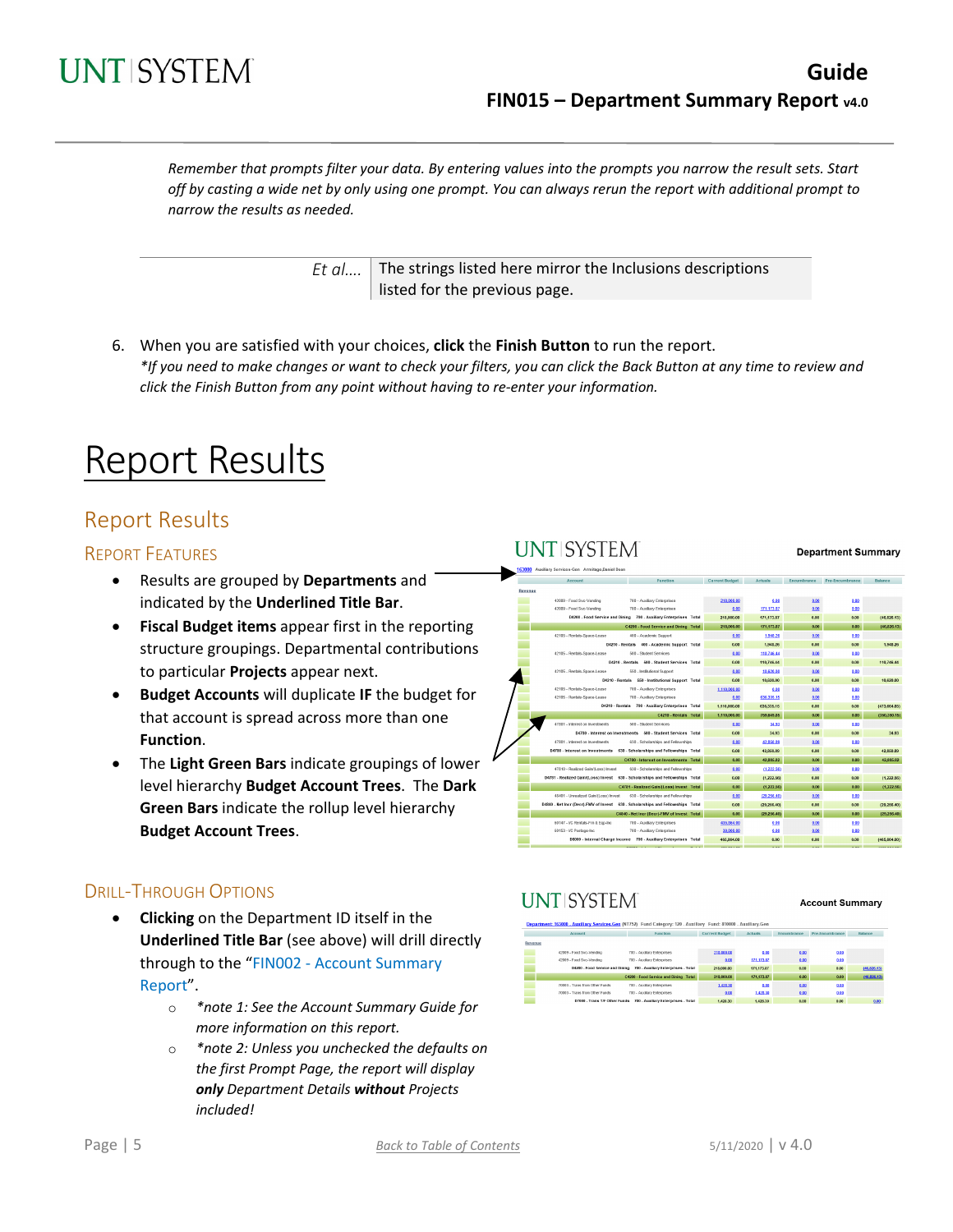*Remember that prompts filter your data. By entering values into the prompts you narrow the result sets. Start off by casting a wide net by only using one prompt. You can always rerun the report with additional prompt to narrow the results as needed.*

| *Et al….* | The strings listed here mirror the Inclusions descriptions listed for the previous page. |
|---|---|

6. When you are satisfied with your choices, **click** the **Finish Button** to run the report.
*\*If you need to make changes or want to check your filters, you can click the Back Button at any time to review and click the Finish Button from any point without having to re-enter your information.*

# Report Results

## Report Results

### Report Features

- Results are grouped by **Departments** and indicated by the **Underlined Title Bar**.
- **Fiscal Budget items** appear first in the reporting structure groupings. Departmental contributions to particular **Projects** appear next.
- **Budget Accounts** will duplicate **IF** the budget for that account is spread across more than one **Function**.
- The **Light Green Bars** indicate groupings of lower level hierarchy **Budget Account Trees**. The **Dark Green Bars** indicate the rollup level hierarchy **Budget Account Trees**.

### Drill-Through Options

- **Clicking** on the Department ID itself in the **Underlined Title Bar** (see above) will drill directly through to the "FIN002 - Account Summary Report".
    - *\*note 1: See the Account Summary Guide for more information on this report.*
    - *\*note 2: Unless you unchecked the defaults on the first Prompt Page, the report will display **only** Department Details **without** Projects included!*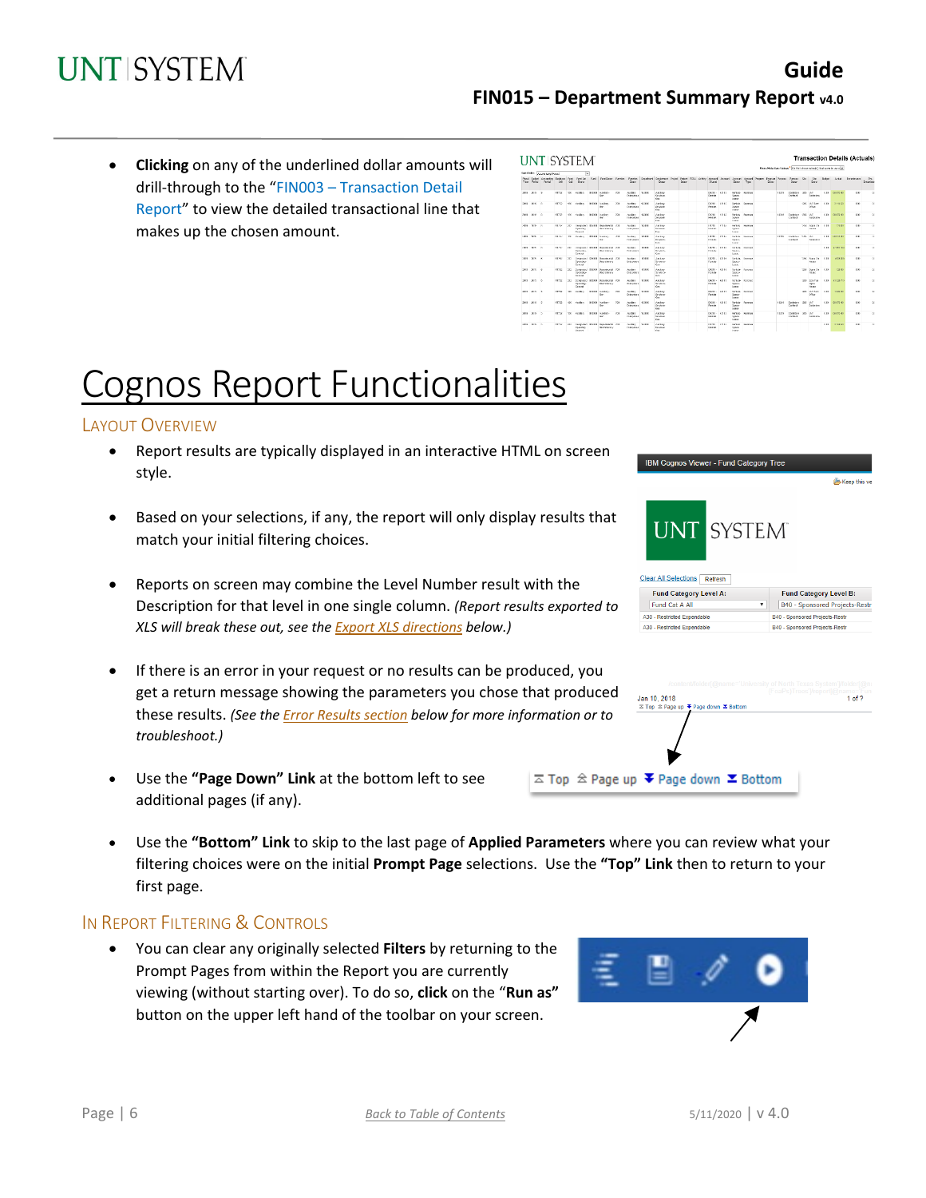- **Clicking** on any of the underlined dollar amounts will drill-through to the "FIN003 – Transaction Detail Report" to view the detailed transactional line that makes up the chosen amount.

# Cognos Report Functionalities

## Layout Overview

- Report results are typically displayed in an interactive HTML on screen style.
- Based on your selections, if any, the report will only display results that match your initial filtering choices.
- Reports on screen may combine the Level Number result with the Description for that level in one single column. *(Report results exported to XLS will break these out, see the Export XLS directions below.)*
- If there is an error in your request or no results can be produced, you get a return message showing the parameters you chose that produced these results. *(See the Error Results section below for more information or to troubleshoot.)*
- Use the **"Page Down" Link** at the bottom left to see additional pages (if any).
- Use the **"Bottom" Link** to skip to the last page of **Applied Parameters** where you can review what your filtering choices were on the initial **Prompt Page** selections. Use the **"Top" Link** then to return to your first page.

## In Report Filtering & Controls

- You can clear any originally selected **Filters** by returning to the Prompt Pages from within the Report you are currently viewing (without starting over). To do so, **click** on the "**Run as**" button on the upper left hand of the toolbar on your screen.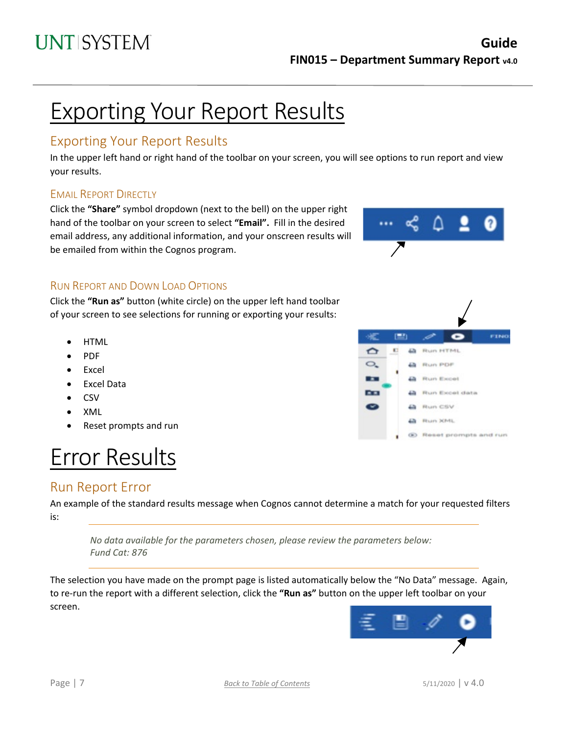# Exporting Your Report Results

## Exporting Your Report Results

In the upper left hand or right hand of the toolbar on your screen, you will see options to run report and view your results.

### Email Report Directly

Click the **"Share"** symbol dropdown (next to the bell) on the upper right hand of the toolbar on your screen to select **"Email".** Fill in the desired email address, any additional information, and your onscreen results will be emailed from within the Cognos program.

### Run Report and Down Load Options

Click the **"Run as"** button (white circle) on the upper left hand toolbar of your screen to see selections for running or exporting your results:

- HTML
- PDF
- Excel
- Excel Data
- CSV
- XML
- Reset prompts and run

# Error Results

## Run Report Error

An example of the standard results message when Cognos cannot determine a match for your requested filters is:

> *No data available for the parameters chosen, please review the parameters below:*
> *Fund Cat: 876*

The selection you have made on the prompt page is listed automatically below the "No Data" message. Again, to re-run the report with a different selection, click the **"Run as"** button on the upper left toolbar on your screen.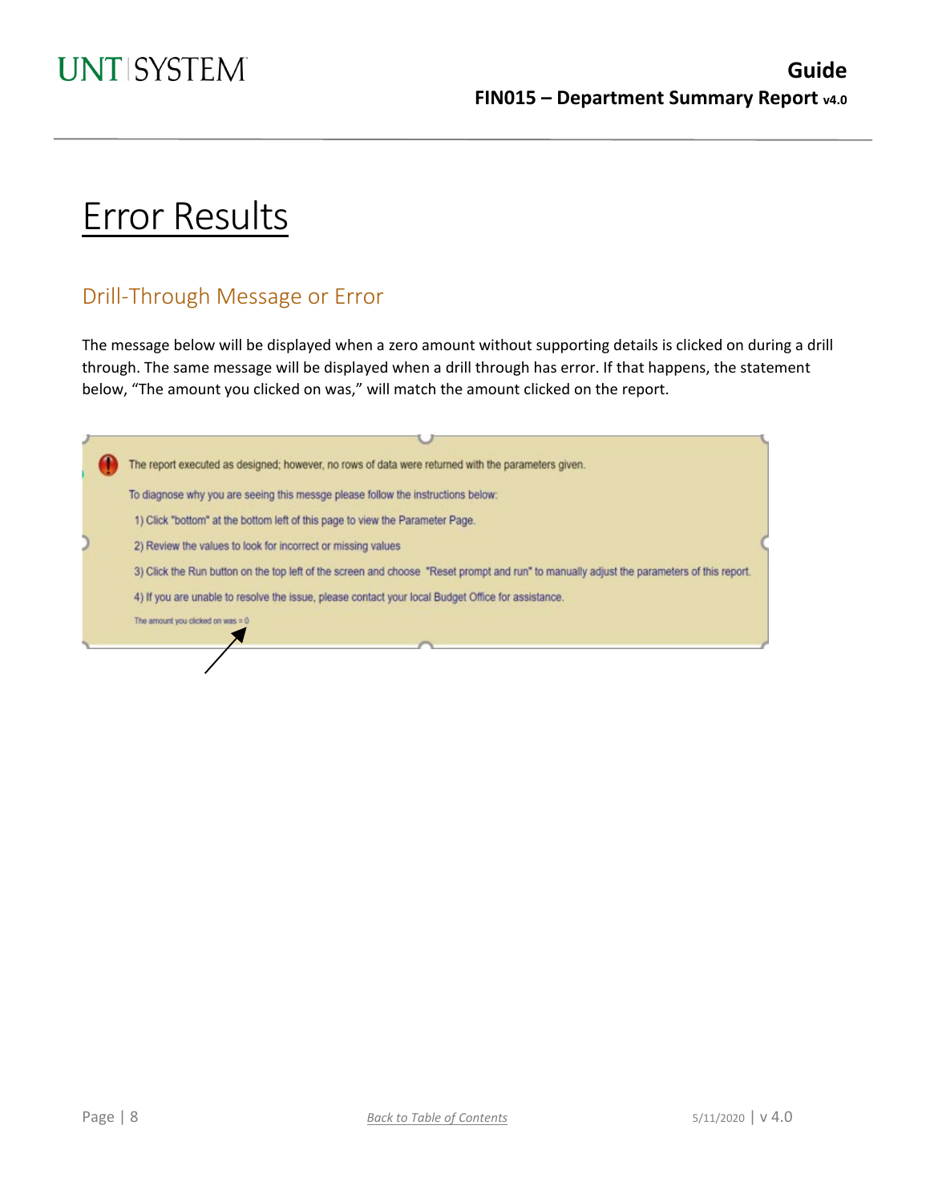# Error Results

## Drill-Through Message or Error

The message below will be displayed when a zero amount without supporting details is clicked on during a drill through. The same message will be displayed when a drill through has error. If that happens, the statement below, "The amount you clicked on was," will match the amount clicked on the report.

The report executed as designed; however, no rows of data were returned with the parameters given.

To diagnose why you are seeing this messge please follow the instructions below:

1) Click "bottom" at the bottom left of this page to view the Parameter Page.
2) Review the values to look for incorrect or missing values
3) Click the Run button on the top left of the screen and choose "Reset prompt and run" to manually adjust the parameters of this report.
4) If you are unable to resolve the issue, please contact your local Budget Office for assistance.

The amount you clicked on was = 0